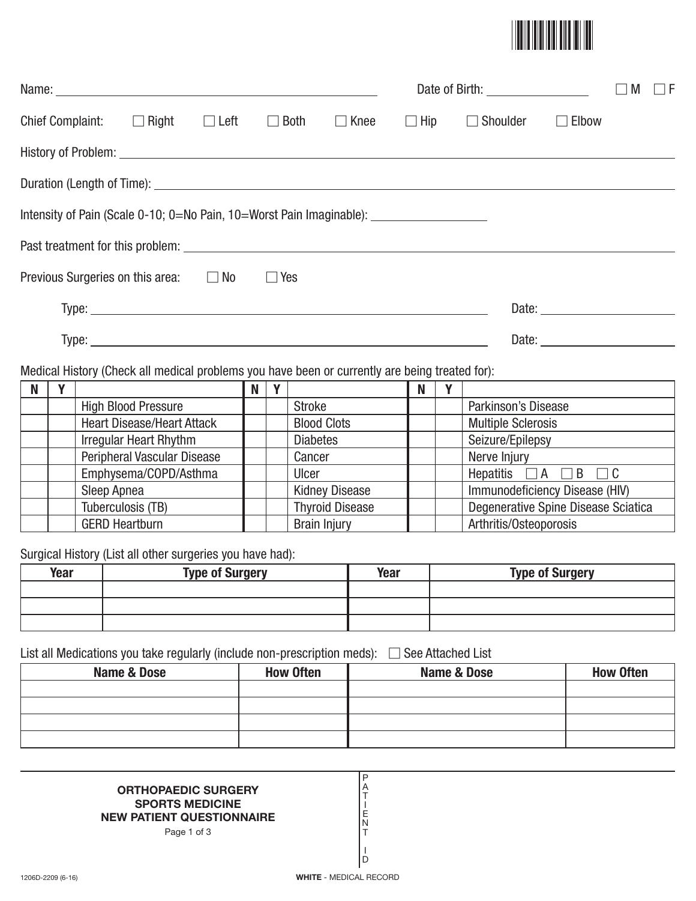Name: ______________________________ Date of Birth: ______________ ☐ M ☐ F

Chief Complaint: ☐ Right ☐ Left ☐ Both ☐ Knee ☐ Hip ☐ Shoulder ☐ Elbow

History of Problem: ______________________________

Duration (Length of Time): ______________________________

Intensity of Pain (Scale 0-10; 0=No Pain, 10=Worst Pain Imaginable): ______________

Past treatment for this problem: ______________________________

Previous Surgeries on this area: ☐ No ☐ Yes

Type: ______________________________ Date: ______________

Type: ______________________________ Date: ______________

Medical History (Check all medical problems you have been or currently are being treated for):

| N | Y | | N | Y | | N | Y | |
|---|---|---|---|---|---|---|---|---|
| | | High Blood Pressure | | | Stroke | | | Parkinson's Disease |
| | | Heart Disease/Heart Attack | | | Blood Clots | | | Multiple Sclerosis |
| | | Irregular Heart Rhythm | | | Diabetes | | | Seizure/Epilepsy |
| | | Peripheral Vascular Disease | | | Cancer | | | Nerve Injury |
| | | Emphysema/COPD/Asthma | | | Ulcer | | | Hepatitis ☐ A ☐ B ☐ C |
| | | Sleep Apnea | | | Kidney Disease | | | Immunodeficiency Disease (HIV) |
| | | Tuberculosis (TB) | | | Thyroid Disease | | | Degenerative Spine Disease Sciatica |
| | | GERD Heartburn | | | Brain Injury | | | Arthritis/Osteoporosis |

Surgical History (List all other surgeries you have had):

| Year | Type of Surgery | Year | Type of Surgery |
|---|---|---|---|
| | | | |
| | | | |
| | | | |

List all Medications you take regularly (include non-prescription meds): ☐ See Attached List

| Name & Dose | How Often | Name & Dose | How Often |
|---|---|---|---|
| | | | |
| | | | |
| | | | |
| | | | |

**ORTHOPAEDIC SURGERY**
**SPORTS MEDICINE**
**NEW PATIENT QUESTIONNAIRE**

PATIENT ID

1206D-2209 (6-16)

**WHITE** - MEDICAL RECORD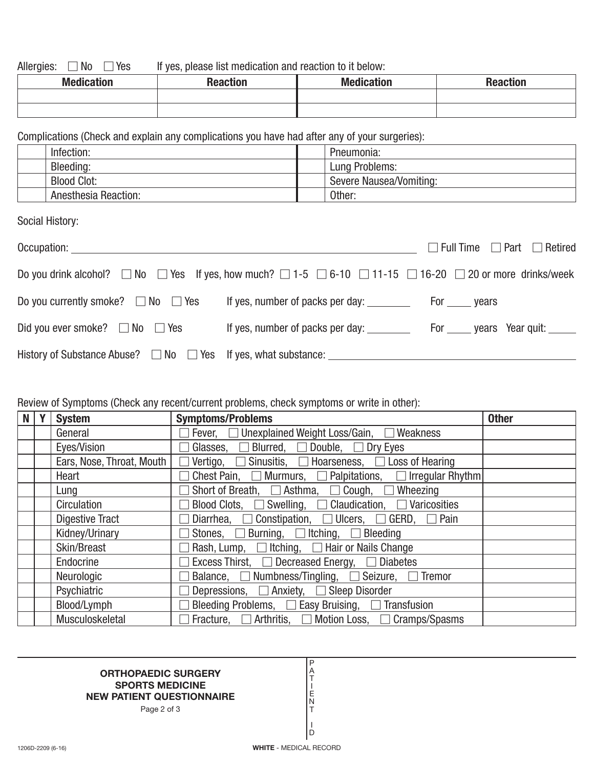Allergies: ☐ No ☐ Yes   If yes, please list medication and reaction to it below:

| Medication | Reaction | Medication | Reaction |
| --- | --- | --- | --- |
| | | | |
| | | | |

Complications (Check and explain any complications you have had after any of your surgeries):

| | | | |
| --- | --- | --- | --- |
| | Infection: | | Pneumonia: |
| | Bleeding: | | Lung Problems: |
| | Blood Clot: | | Severe Nausea/Vomiting: |
| | Anesthesia Reaction: | | Other: |

Social History:

Occupation: ______________________________ ☐ Full Time ☐ Part ☐ Retired

Do you drink alcohol? ☐ No ☐ Yes If yes, how much? ☐ 1-5 ☐ 6-10 ☐ 11-15 ☐ 16-20 ☐ 20 or more drinks/week

Do you currently smoke? ☐ No ☐ Yes   If yes, number of packs per day: ________   For _____ years

Did you ever smoke? ☐ No ☐ Yes   If yes, number of packs per day: ________   For _____ years Year quit: _____

History of Substance Abuse? ☐ No ☐ Yes If yes, what substance: ______________________________

Review of Symptoms (Check any recent/current problems, check symptoms or write in other):

| N | Y | System | Symptoms/Problems | Other |
| --- | --- | --- | --- | --- |
| | | General | ☐ Fever, ☐ Unexplained Weight Loss/Gain, ☐ Weakness | |
| | | Eyes/Vision | ☐ Glasses, ☐ Blurred, ☐ Double, ☐ Dry Eyes | |
| | | Ears, Nose, Throat, Mouth | ☐ Vertigo, ☐ Sinusitis, ☐ Hoarseness, ☐ Loss of Hearing | |
| | | Heart | ☐ Chest Pain, ☐ Murmurs, ☐ Palpitations, ☐ Irregular Rhythm | |
| | | Lung | ☐ Short of Breath, ☐ Asthma, ☐ Cough, ☐ Wheezing | |
| | | Circulation | ☐ Blood Clots, ☐ Swelling, ☐ Claudication, ☐ Varicosities | |
| | | Digestive Tract | ☐ Diarrhea, ☐ Constipation, ☐ Ulcers, ☐ GERD, ☐ Pain | |
| | | Kidney/Urinary | ☐ Stones, ☐ Burning, ☐ Itching, ☐ Bleeding | |
| | | Skin/Breast | ☐ Rash, Lump, ☐ Itching, ☐ Hair or Nails Change | |
| | | Endocrine | ☐ Excess Thirst, ☐ Decreased Energy, ☐ Diabetes | |
| | | Neurologic | ☐ Balance, ☐ Numbness/Tingling, ☐ Seizure, ☐ Tremor | |
| | | Psychiatric | ☐ Depressions, ☐ Anxiety, ☐ Sleep Disorder | |
| | | Blood/Lymph | ☐ Bleeding Problems, ☐ Easy Bruising, ☐ Transfusion | |
| | | Musculoskeletal | ☐ Fracture, ☐ Arthritis, ☐ Motion Loss, ☐ Cramps/Spasms | |

**ORTHOPAEDIC SURGERY**
**SPORTS MEDICINE**
**NEW PATIENT QUESTIONNAIRE**

PATIENT ID

1206D-2209 (6-16)

**WHITE** - MEDICAL RECORD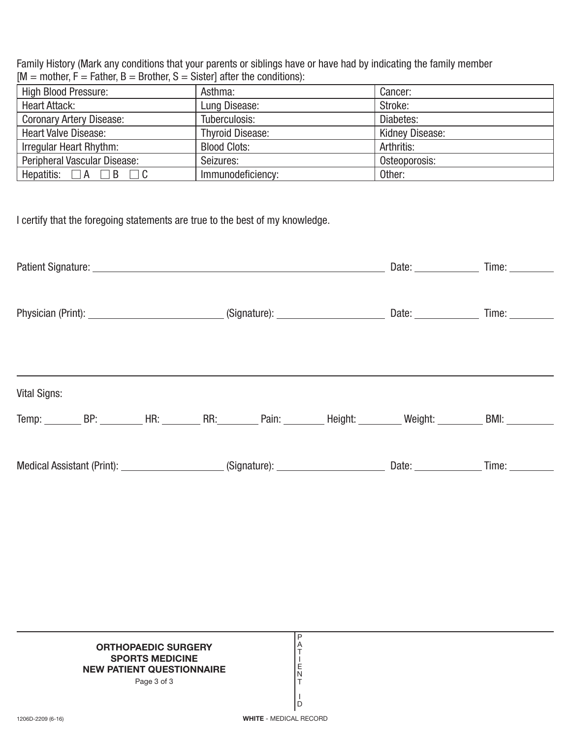Family History (Mark any conditions that your parents or siblings have or have had by indicating the family member [M = mother, F = Father, B = Brother, S = Sister] after the conditions):

| | | |
|---|---|---|
| High Blood Pressure: | Asthma: | Cancer: |
| Heart Attack: | Lung Disease: | Stroke: |
| Coronary Artery Disease: | Tuberculosis: | Diabetes: |
| Heart Valve Disease: | Thyroid Disease: | Kidney Disease: |
| Irregular Heart Rhythm: | Blood Clots: | Arthritis: |
| Peripheral Vascular Disease: | Seizures: | Osteoporosis: |
| Hepatitis: ☐ A ☐ B ☐ C | Immunodeficiency: | Other: |

I certify that the foregoing statements are true to the best of my knowledge.

Patient Signature: ______________________________ Date: __________ Time: ________

Physician (Print): ____________________ (Signature): ____________________ Date: __________ Time: ________

---

Vital Signs:

Temp: ______ BP: ______ HR: ______ RR: ______ Pain: ______ Height: ______ Weight: ______ BMI: ______

Medical Assistant (Print): ____________________ (Signature): ____________________ Date: __________ Time: ________

---

**ORTHOPAEDIC SURGERY**
**SPORTS MEDICINE**
**NEW PATIENT QUESTIONNAIRE**

PATIENT ID

1206D-2209 (6-16)

**WHITE** - MEDICAL RECORD